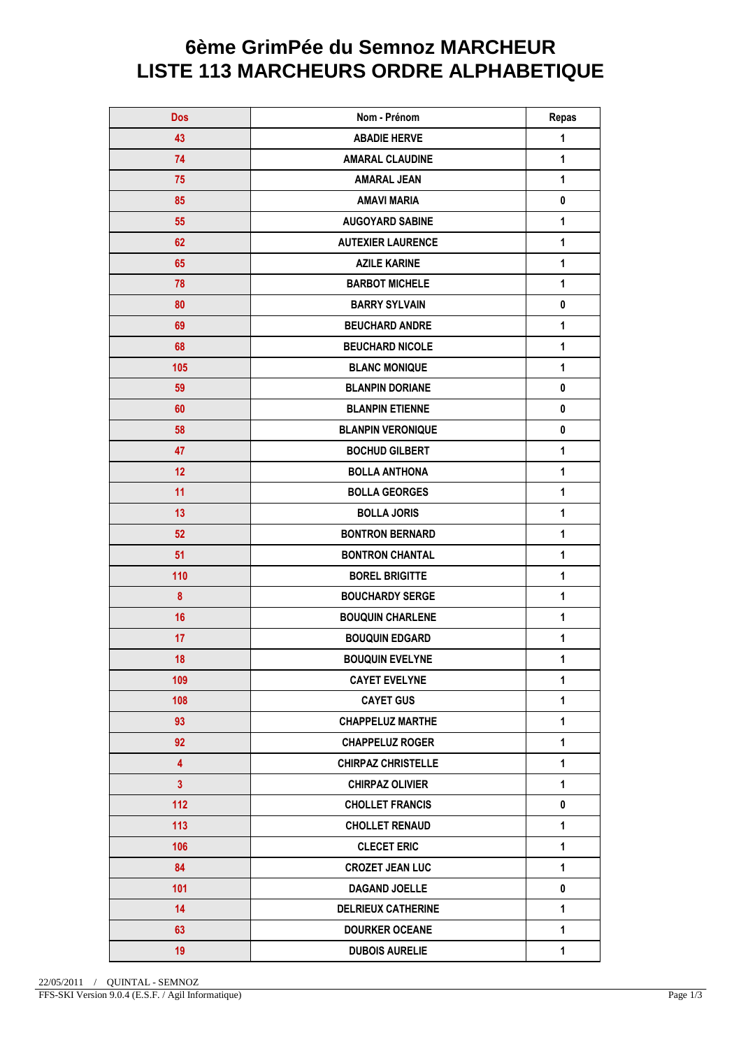# 6ème GrimPée du Semnoz MARCHEUR
# LISTE 113 MARCHEURS ORDRE ALPHABETIQUE

| Dos | Nom - Prénom | Repas |
|---|---|---|
| 43 | ABADIE HERVE | 1 |
| 74 | AMARAL CLAUDINE | 1 |
| 75 | AMARAL JEAN | 1 |
| 85 | AMAVI MARIA | 0 |
| 55 | AUGOYARD SABINE | 1 |
| 62 | AUTEXIER LAURENCE | 1 |
| 65 | AZILE KARINE | 1 |
| 78 | BARBOT MICHELE | 1 |
| 80 | BARRY SYLVAIN | 0 |
| 69 | BEUCHARD ANDRE | 1 |
| 68 | BEUCHARD NICOLE | 1 |
| 105 | BLANC MONIQUE | 1 |
| 59 | BLANPIN DORIANE | 0 |
| 60 | BLANPIN ETIENNE | 0 |
| 58 | BLANPIN VERONIQUE | 0 |
| 47 | BOCHUD GILBERT | 1 |
| 12 | BOLLA ANTHONA | 1 |
| 11 | BOLLA GEORGES | 1 |
| 13 | BOLLA JORIS | 1 |
| 52 | BONTRON BERNARD | 1 |
| 51 | BONTRON CHANTAL | 1 |
| 110 | BOREL BRIGITTE | 1 |
| 8 | BOUCHARDY SERGE | 1 |
| 16 | BOUQUIN CHARLENE | 1 |
| 17 | BOUQUIN EDGARD | 1 |
| 18 | BOUQUIN EVELYNE | 1 |
| 109 | CAYET EVELYNE | 1 |
| 108 | CAYET GUS | 1 |
| 93 | CHAPPELUZ MARTHE | 1 |
| 92 | CHAPPELUZ ROGER | 1 |
| 4 | CHIRPAZ CHRISTELLE | 1 |
| 3 | CHIRPAZ OLIVIER | 1 |
| 112 | CHOLLET FRANCIS | 0 |
| 113 | CHOLLET RENAUD | 1 |
| 106 | CLECET ERIC | 1 |
| 84 | CROZET JEAN LUC | 1 |
| 101 | DAGAND JOELLE | 0 |
| 14 | DELRIEUX CATHERINE | 1 |
| 63 | DOURKER OCEANE | 1 |
| 19 | DUBOIS AURELIE | 1 |

22/05/2011 / QUINTAL - SEMNOZ
FFS-SKI Version 9.0.4 (E.S.F. / Agil Informatique)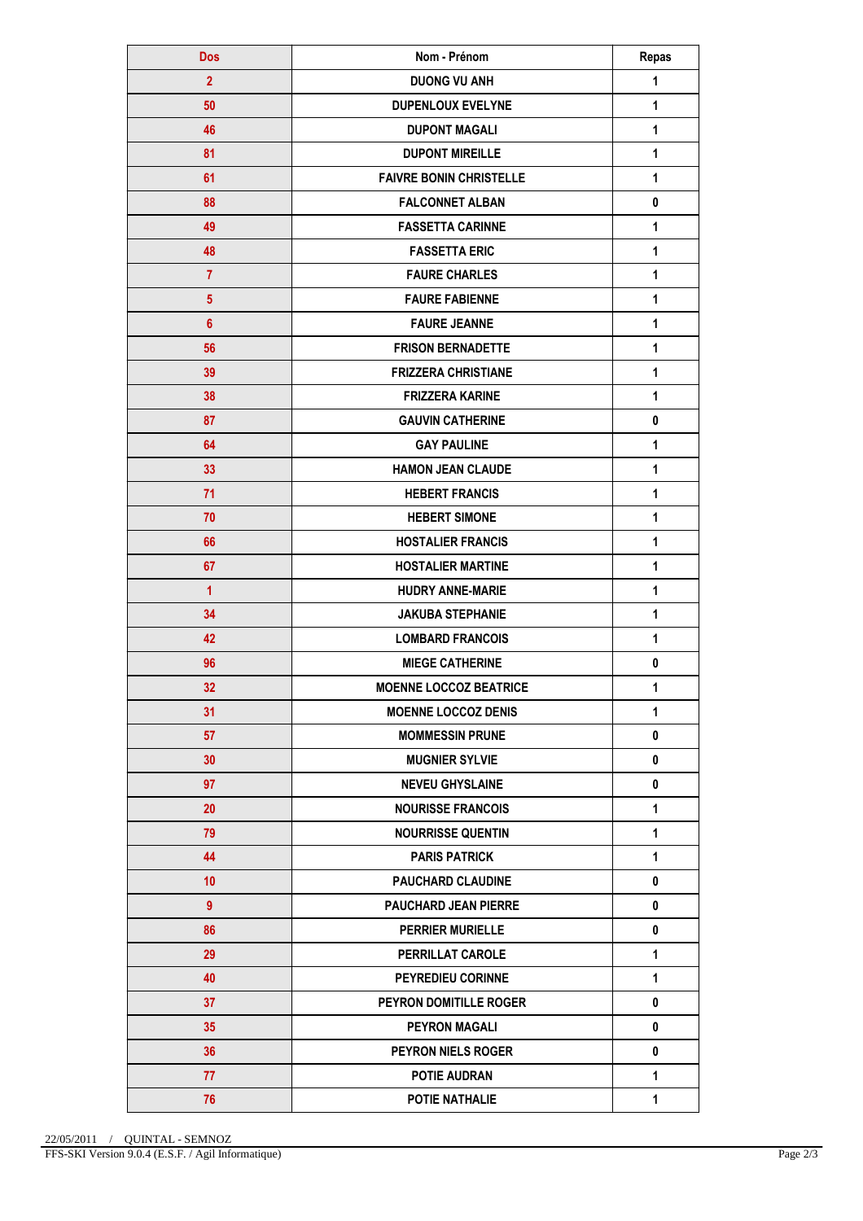| Dos | Nom - Prénom | Repas |
|---|---|---|
| 2 | DUONG VU ANH | 1 |
| 50 | DUPENLOUX EVELYNE | 1 |
| 46 | DUPONT MAGALI | 1 |
| 81 | DUPONT MIREILLE | 1 |
| 61 | FAIVRE BONIN CHRISTELLE | 1 |
| 88 | FALCONNET ALBAN | 0 |
| 49 | FASSETTA CARINNE | 1 |
| 48 | FASSETTA ERIC | 1 |
| 7 | FAURE CHARLES | 1 |
| 5 | FAURE FABIENNE | 1 |
| 6 | FAURE JEANNE | 1 |
| 56 | FRISON BERNADETTE | 1 |
| 39 | FRIZZERA CHRISTIANE | 1 |
| 38 | FRIZZERA KARINE | 1 |
| 87 | GAUVIN CATHERINE | 0 |
| 64 | GAY PAULINE | 1 |
| 33 | HAMON JEAN CLAUDE | 1 |
| 71 | HEBERT FRANCIS | 1 |
| 70 | HEBERT SIMONE | 1 |
| 66 | HOSTALIER FRANCIS | 1 |
| 67 | HOSTALIER MARTINE | 1 |
| 1 | HUDRY ANNE-MARIE | 1 |
| 34 | JAKUBA STEPHANIE | 1 |
| 42 | LOMBARD FRANCOIS | 1 |
| 96 | MIEGE CATHERINE | 0 |
| 32 | MOENNE LOCCOZ BEATRICE | 1 |
| 31 | MOENNE LOCCOZ DENIS | 1 |
| 57 | MOMMESSIN PRUNE | 0 |
| 30 | MUGNIER SYLVIE | 0 |
| 97 | NEVEU GHYSLAINE | 0 |
| 20 | NOURISSE FRANCOIS | 1 |
| 79 | NOURRISSE QUENTIN | 1 |
| 44 | PARIS PATRICK | 1 |
| 10 | PAUCHARD CLAUDINE | 0 |
| 9 | PAUCHARD JEAN PIERRE | 0 |
| 86 | PERRIER MURIELLE | 0 |
| 29 | PERRILLAT CAROLE | 1 |
| 40 | PEYREDIEU CORINNE | 1 |
| 37 | PEYRON DOMITILLE ROGER | 0 |
| 35 | PEYRON MAGALI | 0 |
| 36 | PEYRON NIELS ROGER | 0 |
| 77 | POTIE AUDRAN | 1 |
| 76 | POTIE NATHALIE | 1 |

22/05/2011 / QUINTAL - SEMNOZ

FFS-SKI Version 9.0.4 (E.S.F. / Agil Informatique)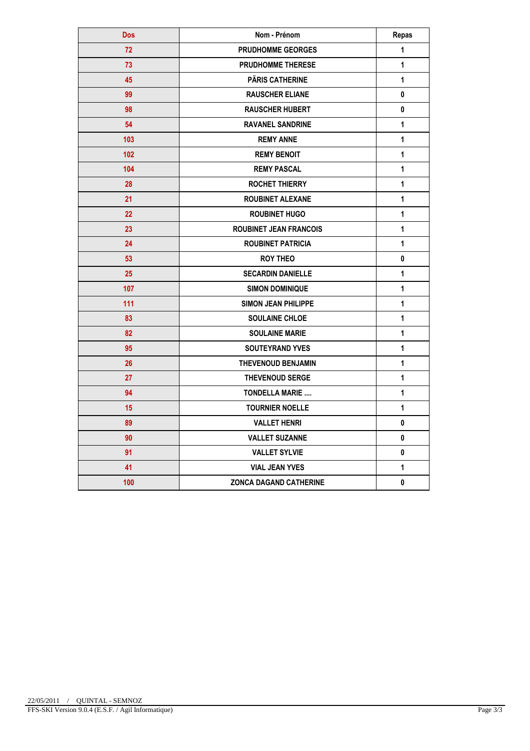| Dos | Nom - Prénom | Repas |
| --- | --- | --- |
| 72 | PRUDHOMME GEORGES | 1 |
| 73 | PRUDHOMME THERESE | 1 |
| 45 | PÄRIS CATHERINE | 1 |
| 99 | RAUSCHER ELIANE | 0 |
| 98 | RAUSCHER HUBERT | 0 |
| 54 | RAVANEL SANDRINE | 1 |
| 103 | REMY ANNE | 1 |
| 102 | REMY BENOIT | 1 |
| 104 | REMY PASCAL | 1 |
| 28 | ROCHET THIERRY | 1 |
| 21 | ROUBINET ALEXANE | 1 |
| 22 | ROUBINET HUGO | 1 |
| 23 | ROUBINET JEAN FRANCOIS | 1 |
| 24 | ROUBINET PATRICIA | 1 |
| 53 | ROY THEO | 0 |
| 25 | SECARDIN DANIELLE | 1 |
| 107 | SIMON DOMINIQUE | 1 |
| 111 | SIMON JEAN PHILIPPE | 1 |
| 83 | SOULAINE CHLOE | 1 |
| 82 | SOULAINE MARIE | 1 |
| 95 | SOUTEYRAND YVES | 1 |
| 26 | THEVENOUD BENJAMIN | 1 |
| 27 | THEVENOUD SERGE | 1 |
| 94 | TONDELLA MARIE .... | 1 |
| 15 | TOURNIER NOELLE | 1 |
| 89 | VALLET HENRI | 0 |
| 90 | VALLET SUZANNE | 0 |
| 91 | VALLET SYLVIE | 0 |
| 41 | VIAL JEAN YVES | 1 |
| 100 | ZONCA DAGAND CATHERINE | 0 |